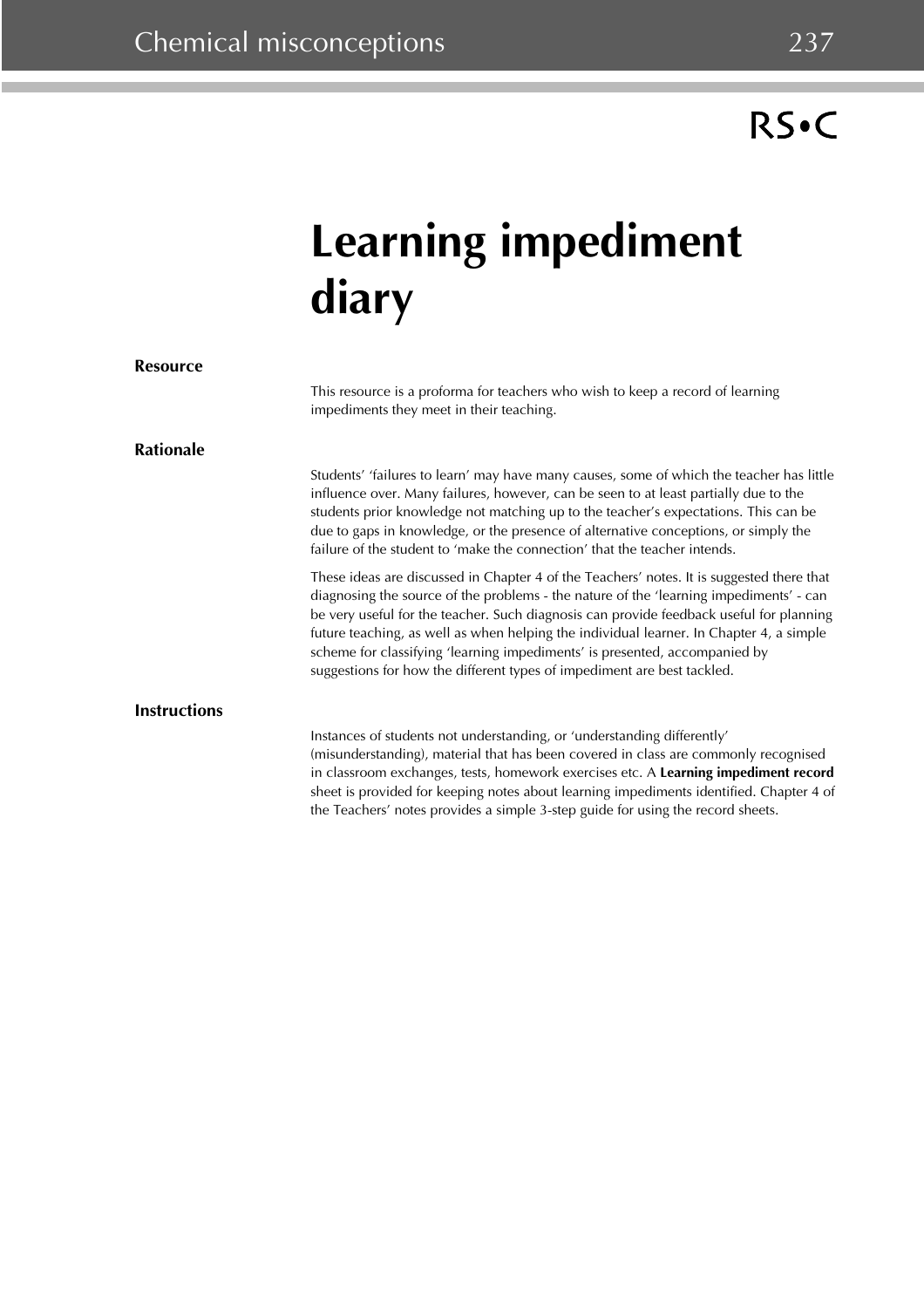# Learning impediment diary

## Resource

This resource is a proforma for teachers who wish to keep a record of learning impediments they meet in their teaching.

## Rationale

Students' 'failures to learn' may have many causes, some of which the teacher has little influence over. Many failures, however, can be seen to at least partially due to the students prior knowledge not matching up to the teacher's expectations. This can be due to gaps in knowledge, or the presence of alternative conceptions, or simply the failure of the student to 'make the connection' that the teacher intends.

These ideas are discussed in Chapter 4 of the Teachers' notes. It is suggested there that diagnosing the source of the problems - the nature of the 'learning impediments' - can be very useful for the teacher. Such diagnosis can provide feedback useful for planning future teaching, as well as when helping the individual learner. In Chapter 4, a simple scheme for classifying 'learning impediments' is presented, accompanied by suggestions for how the different types of impediment are best tackled.

## Instructions

Instances of students not understanding, or 'understanding differently' (misunderstanding), material that has been covered in class are commonly recognised in classroom exchanges, tests, homework exercises etc. A **Learning impediment record** sheet is provided for keeping notes about learning impediments identified. Chapter 4 of the Teachers' notes provides a simple 3-step guide for using the record sheets.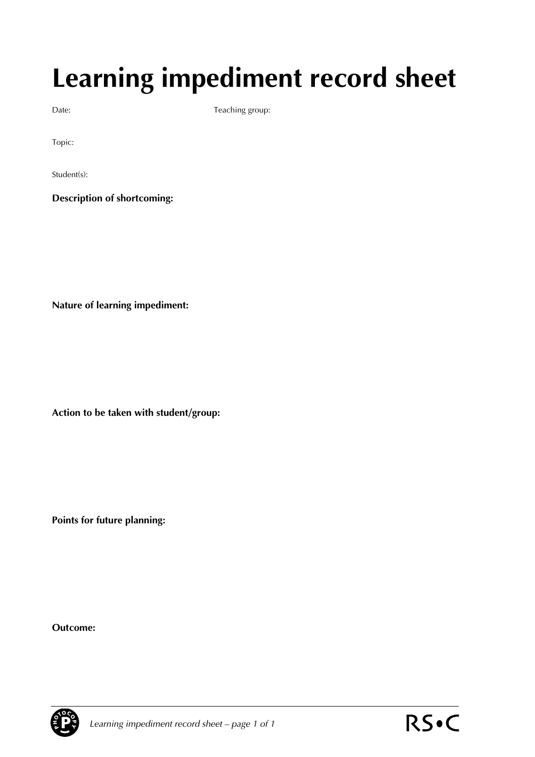# Learning impediment record sheet

Date: Teaching group:

Topic:

Student(s):

**Description of shortcoming:**

**Nature of learning impediment:**

**Action to be taken with student/group:**

**Points for future planning:**

**Outcome:**